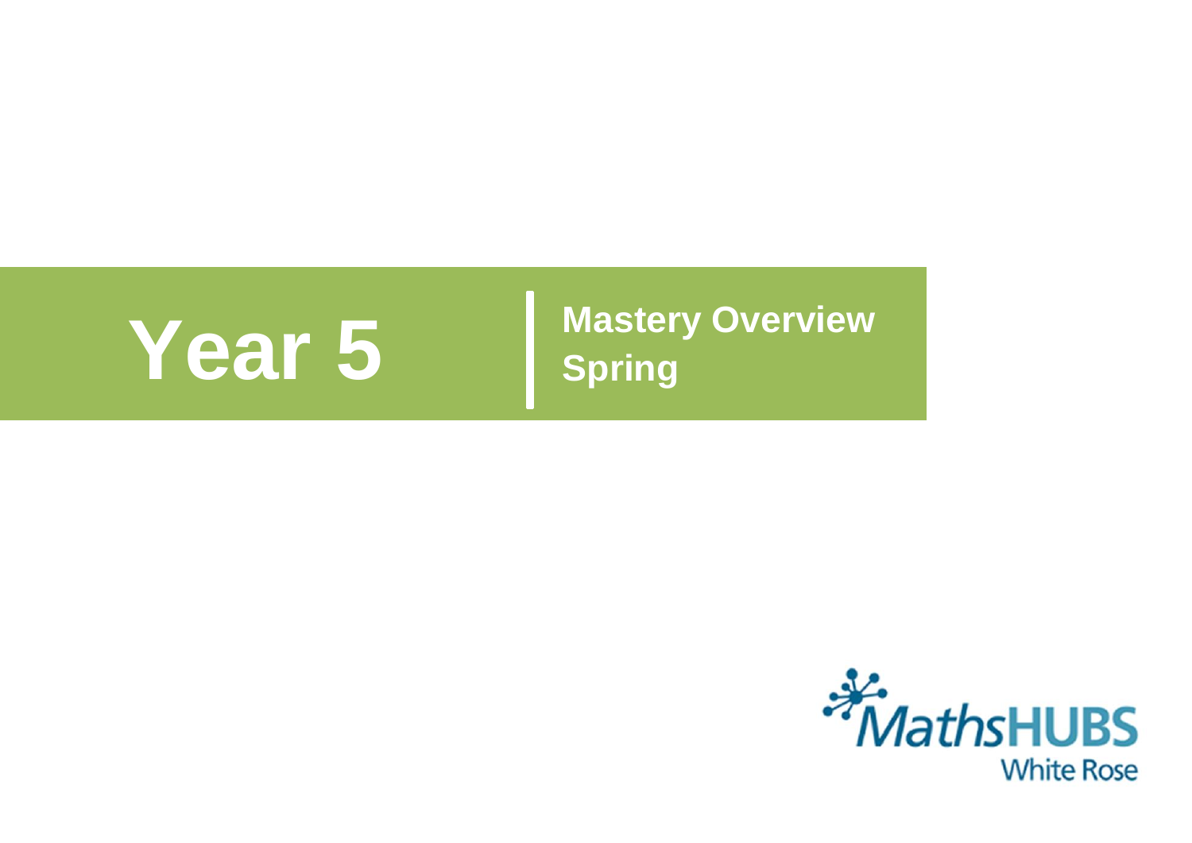# Year 5

## Mastery Overview
## Spring

MathsHUBS
White Rose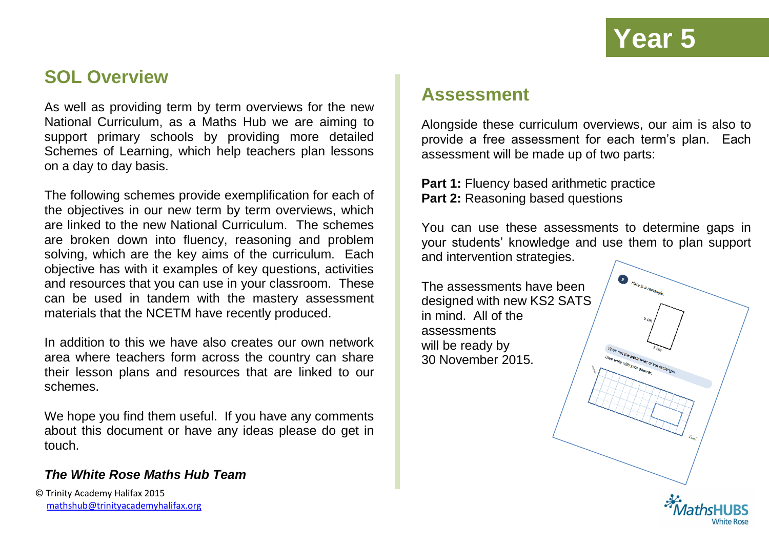# Year 5

## SOL Overview

As well as providing term by term overviews for the new National Curriculum, as a Maths Hub we are aiming to support primary schools by providing more detailed Schemes of Learning, which help teachers plan lessons on a day to day basis.

The following schemes provide exemplification for each of the objectives in our new term by term overviews, which are linked to the new National Curriculum. The schemes are broken down into fluency, reasoning and problem solving, which are the key aims of the curriculum. Each objective has with it examples of key questions, activities and resources that you can use in your classroom. These can be used in tandem with the mastery assessment materials that the NCETM have recently produced.

In addition to this we have also creates our own network area where teachers form across the country can share their lesson plans and resources that are linked to our schemes.

We hope you find them useful. If you have any comments about this document or have any ideas please do get in touch.

***The White Rose Maths Hub Team***

© Trinity Academy Halifax 2015
mathshub@trinityacademyhalifax.org

## Assessment

Alongside these curriculum overviews, our aim is also to provide a free assessment for each term's plan. Each assessment will be made up of two parts:

**Part 1:** Fluency based arithmetic practice
**Part 2:** Reasoning based questions

You can use these assessments to determine gaps in your students' knowledge and use them to plan support and intervention strategies.

The assessments have been designed with new KS2 SATS in mind. All of the assessments will be ready by 30 November 2015.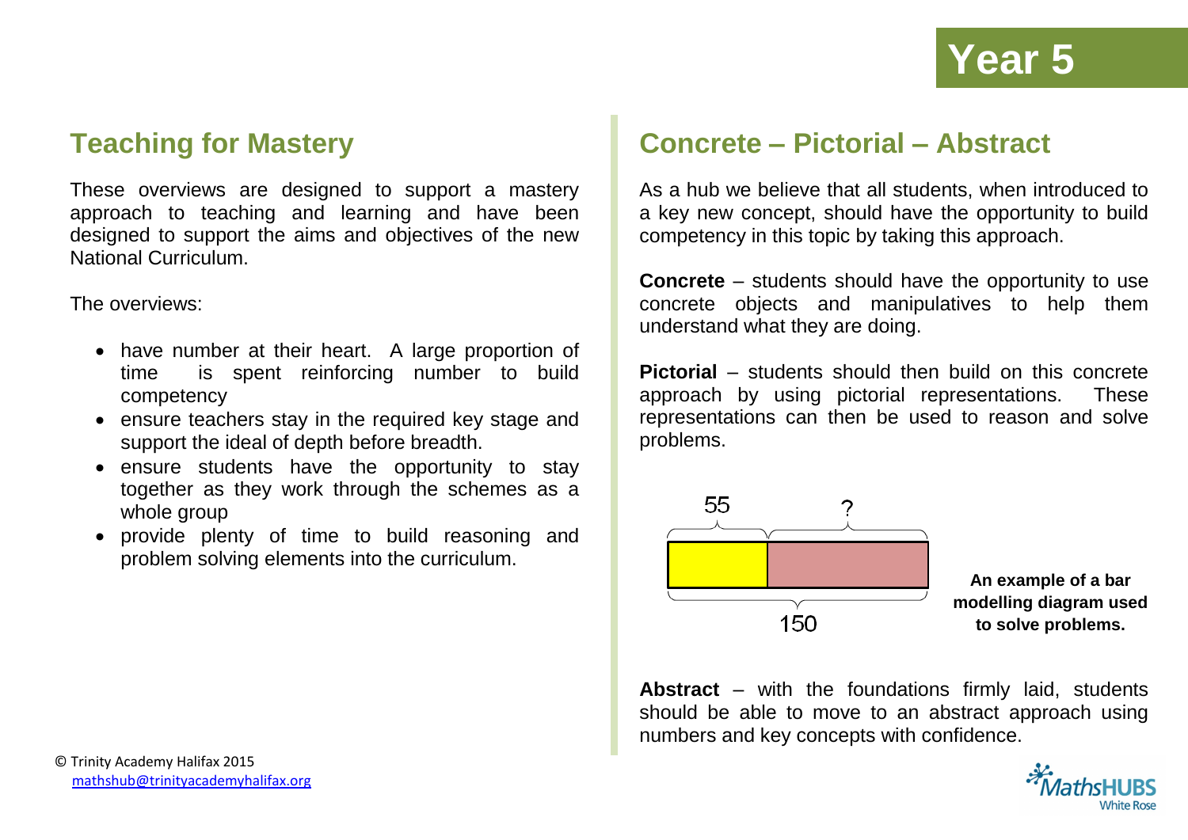# Year 5

## Teaching for Mastery

These overviews are designed to support a mastery approach to teaching and learning and have been designed to support the aims and objectives of the new National Curriculum.

The overviews:

- have number at their heart. A large proportion of time is spent reinforcing number to build competency
- ensure teachers stay in the required key stage and support the ideal of depth before breadth.
- ensure students have the opportunity to stay together as they work through the schemes as a whole group
- provide plenty of time to build reasoning and problem solving elements into the curriculum.

## Concrete – Pictorial – Abstract

As a hub we believe that all students, when introduced to a key new concept, should have the opportunity to build competency in this topic by taking this approach.

**Concrete** – students should have the opportunity to use concrete objects and manipulatives to help them understand what they are doing.

**Pictorial** – students should then build on this concrete approach by using pictorial representations. These representations can then be used to reason and solve problems.

55 ?

150

**An example of a bar modelling diagram used to solve problems.**

**Abstract** – with the foundations firmly laid, students should be able to move to an abstract approach using numbers and key concepts with confidence.

© Trinity Academy Halifax 2015
mathshub@trinityacademyhalifax.org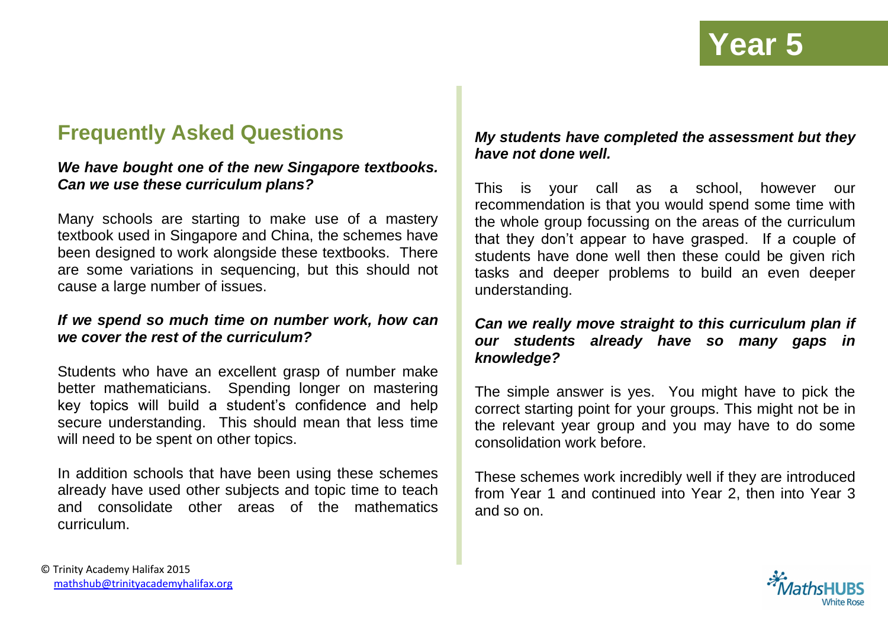# Year 5

## Frequently Asked Questions

***We have bought one of the new Singapore textbooks. Can we use these curriculum plans?***

Many schools are starting to make use of a mastery textbook used in Singapore and China, the schemes have been designed to work alongside these textbooks. There are some variations in sequencing, but this should not cause a large number of issues.

***If we spend so much time on number work, how can we cover the rest of the curriculum?***

Students who have an excellent grasp of number make better mathematicians. Spending longer on mastering key topics will build a student's confidence and help secure understanding. This should mean that less time will need to be spent on other topics.

In addition schools that have been using these schemes already have used other subjects and topic time to teach and consolidate other areas of the mathematics curriculum.

***My students have completed the assessment but they have not done well.***

This is your call as a school, however our recommendation is that you would spend some time with the whole group focussing on the areas of the curriculum that they don't appear to have grasped. If a couple of students have done well then these could be given rich tasks and deeper problems to build an even deeper understanding.

***Can we really move straight to this curriculum plan if our students already have so many gaps in knowledge?***

The simple answer is yes. You might have to pick the correct starting point for your groups. This might not be in the relevant year group and you may have to do some consolidation work before.

These schemes work incredibly well if they are introduced from Year 1 and continued into Year 2, then into Year 3 and so on.

© Trinity Academy Halifax 2015
mathshub@trinityacademyhalifax.org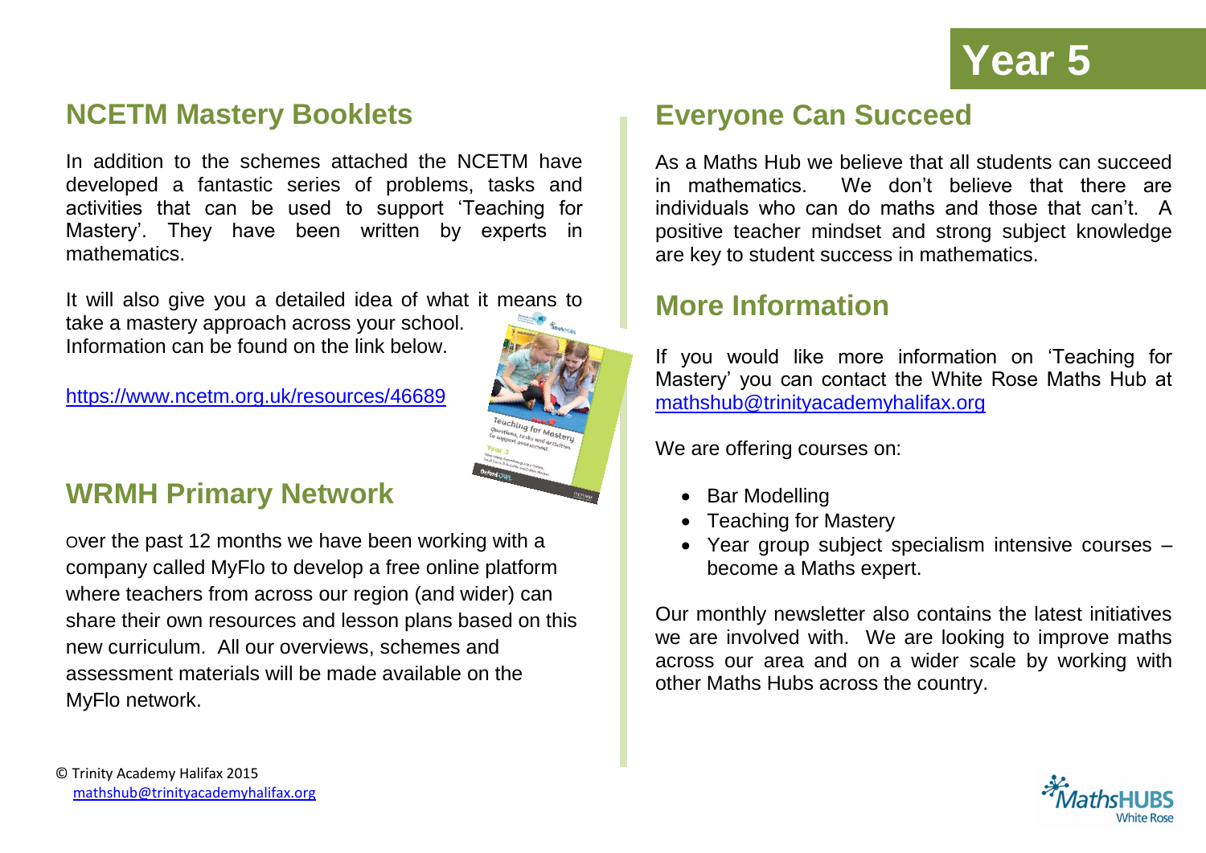# Year 5

## NCETM Mastery Booklets

In addition to the schemes attached the NCETM have developed a fantastic series of problems, tasks and activities that can be used to support 'Teaching for Mastery'. They have been written by experts in mathematics.

It will also give you a detailed idea of what it means to take a mastery approach across your school. Information can be found on the link below.

https://www.ncetm.org.uk/resources/46689

## WRMH Primary Network

Over the past 12 months we have been working with a company called MyFlo to develop a free online platform where teachers from across our region (and wider) can share their own resources and lesson plans based on this new curriculum. All our overviews, schemes and assessment materials will be made available on the MyFlo network.

## Everyone Can Succeed

As a Maths Hub we believe that all students can succeed in mathematics. We don't believe that there are individuals who can do maths and those that can't. A positive teacher mindset and strong subject knowledge are key to student success in mathematics.

## More Information

If you would like more information on 'Teaching for Mastery' you can contact the White Rose Maths Hub at mathshub@trinityacademyhalifax.org

We are offering courses on:

- Bar Modelling
- Teaching for Mastery
- Year group subject specialism intensive courses – become a Maths expert.

Our monthly newsletter also contains the latest initiatives we are involved with. We are looking to improve maths across our area and on a wider scale by working with other Maths Hubs across the country.

© Trinity Academy Halifax 2015
mathshub@trinityacademyhalifax.org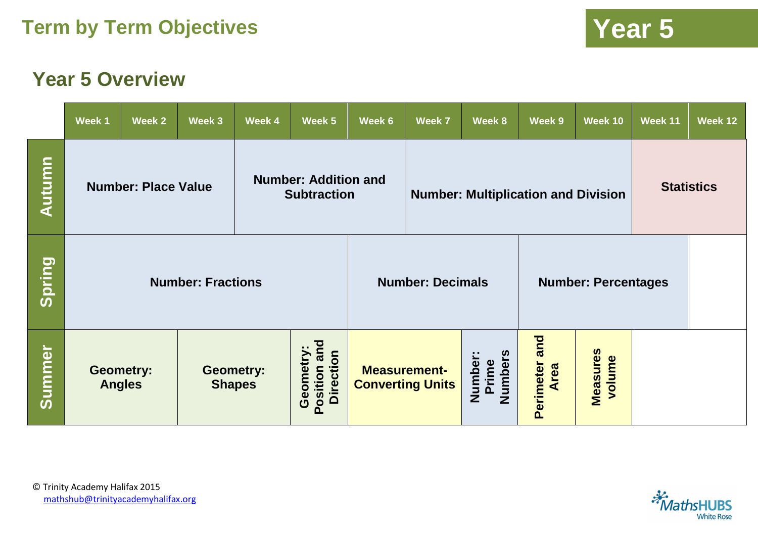# Term by Term Objectives

**Year 5**

## Year 5 Overview

| | Week 1 | Week 2 | Week 3 | Week 4 | Week 5 | Week 6 | Week 7 | Week 8 | Week 9 | Week 10 | Week 11 | Week 12 |
|---|---|---|---|---|---|---|---|---|---|---|---|---|
| **Autumn** | **Number: Place Value** | | | **Number: Addition and Subtraction** | | | **Number: Multiplication and Division** | | | | **Statistics** | |
| **Spring** | **Number: Fractions** | | | | | **Number: Decimals** | | | **Number: Percentages** | | | |
| **Summer** | **Geometry: Angles** | | **Geometry: Shapes** | | **Geometry: Position and Direction** | **Measurement- Converting Units** | | **Number: Prime Numbers** | **Perimeter and Area** | **Measures volume** | | |

© Trinity Academy Halifax 2015
mathshub@trinityacademyhalifax.org

MathsHUBS White Rose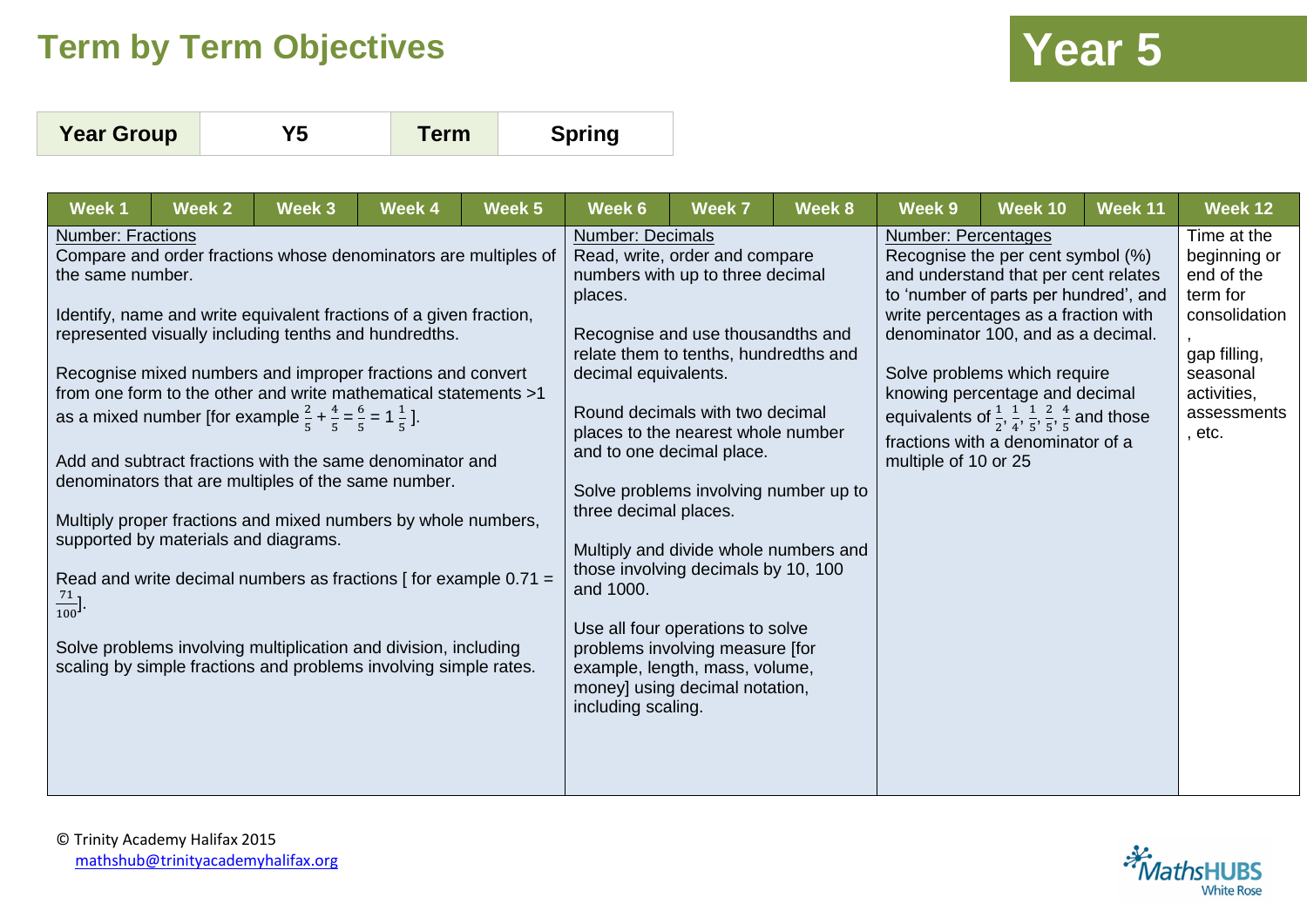# Term by Term Objectives

## Year 5

| Year Group | Y5 | Term | Spring |
|---|---|---|---|

| Week 1 | Week 2 | Week 3 | Week 4 | Week 5 | Week 6 | Week 7 | Week 8 | Week 9 | Week 10 | Week 11 | Week 12 |
|---|---|---|---|---|---|---|---|---|---|---|---|
| Number: Fractions<br>Compare and order fractions whose denominators are multiples of the same number.<br><br>Identify, name and write equivalent fractions of a given fraction, represented visually including tenths and hundredths.<br><br>Recognise mixed numbers and improper fractions and convert from one form to the other and write mathematical statements >1 as a mixed number [for example $\frac{2}{5} + \frac{4}{5} = \frac{6}{5} = 1\frac{1}{5}$].<br><br>Add and subtract fractions with the same denominator and denominators that are multiples of the same number.<br><br>Multiply proper fractions and mixed numbers by whole numbers, supported by materials and diagrams.<br><br>Read and write decimal numbers as fractions [ for example 0.71 = $\frac{71}{100}$].<br><br>Solve problems involving multiplication and division, including scaling by simple fractions and problems involving simple rates. | | | | | Number: Decimals<br>Read, write, order and compare numbers with up to three decimal places.<br><br>Recognise and use thousandths and relate them to tenths, hundredths and decimal equivalents.<br><br>Round decimals with two decimal places to the nearest whole number and to one decimal place.<br><br>Solve problems involving number up to three decimal places.<br><br>Multiply and divide whole numbers and those involving decimals by 10, 100 and 1000.<br><br>Use all four operations to solve problems involving measure [for example, length, mass, volume, money] using decimal notation, including scaling. | | | Number: Percentages<br>Recognise the per cent symbol (%) and understand that per cent relates to 'number of parts per hundred', and write percentages as a fraction with denominator 100, and as a decimal.<br><br>Solve problems which require knowing percentage and decimal equivalents of $\frac{1}{2}$, $\frac{1}{4}$, $\frac{1}{5}$, $\frac{2}{5}$, $\frac{4}{5}$ and those fractions with a denominator of a multiple of 10 or 25 | | | Time at the beginning or end of the term for consolidation, gap filling, seasonal activities, assessments, etc. |

© Trinity Academy Halifax 2015
mathshub@trinityacademyhalifax.org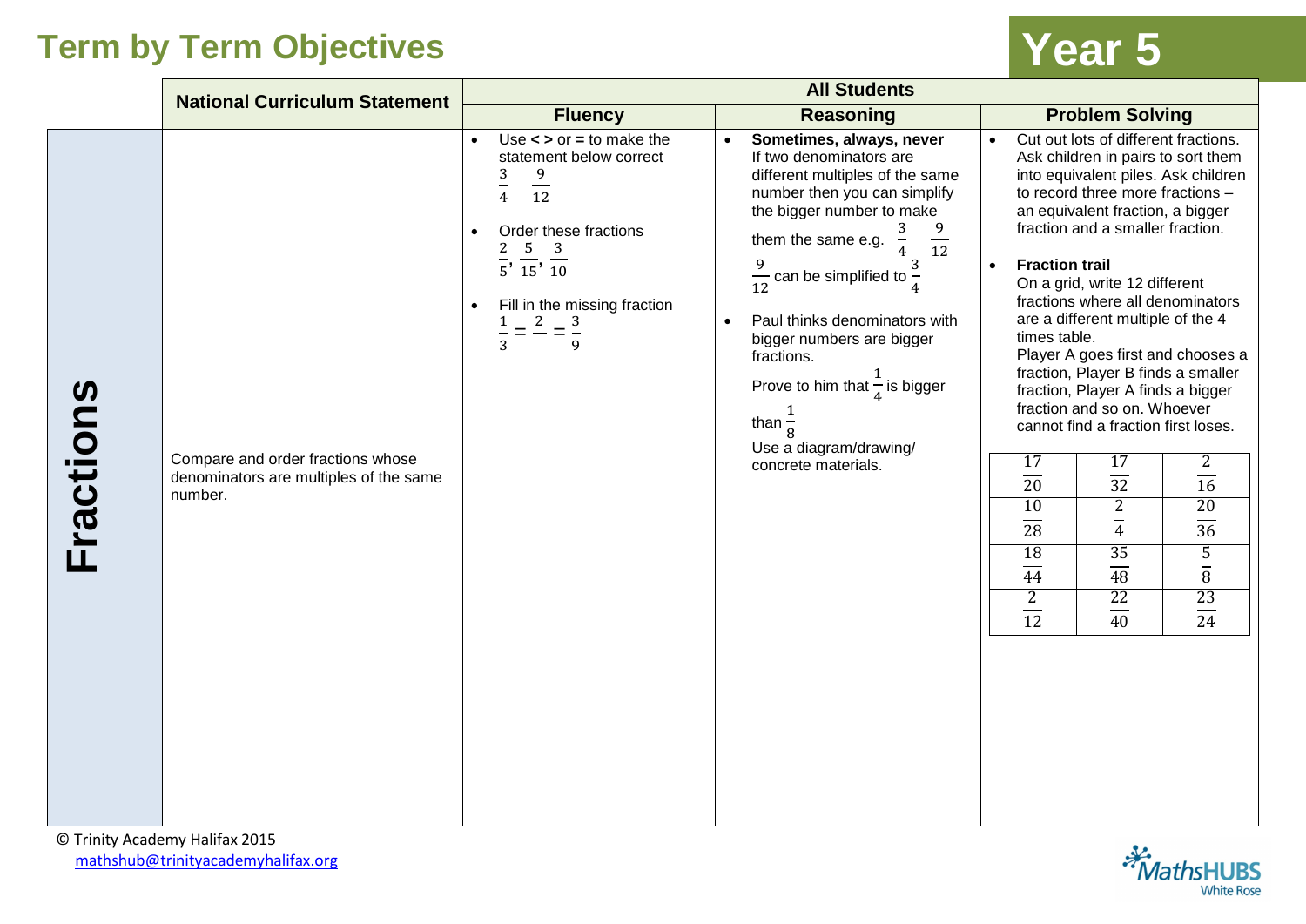# Term by Term Objectives

## Year 5

| | National Curriculum Statement | All Students | | |
|---|---|---|---|---|
| | | **Fluency** | **Reasoning** | **Problem Solving** |
| **Fractions** | Compare and order fractions whose denominators are multiples of the same number. | <ul><li>Use **<** **>** or **=** to make the statement below correct<br>$\frac{3}{4}$ $\frac{9}{12}$</li><li>Order these fractions<br>$\frac{2}{5}, \frac{5}{15}, \frac{3}{10}$</li><li>Fill in the missing fraction<br>$\frac{1}{3} = \frac{2}{} = \frac{3}{9}$</li></ul> | <ul><li>**Sometimes, always, never**<br>If two denominators are different multiples of the same number then you can simplify the bigger number to make them the same e.g. $\frac{3}{4}$ $\frac{9}{12}$<br>$\frac{9}{12}$ can be simplified to $\frac{3}{4}$</li><li>Paul thinks denominators with bigger numbers are bigger fractions.<br>Prove to him that $\frac{1}{4}$ is bigger than $\frac{1}{8}$<br>Use a diagram/drawing/ concrete materials.</li></ul> | <ul><li>Cut out lots of different fractions. Ask children in pairs to sort them into equivalent piles. Ask children to record three more fractions – an equivalent fraction, a bigger fraction and a smaller fraction.</li><li>**Fraction trail**<br>On a grid, write 12 different fractions where all denominators are a different multiple of the 4 times table.<br>Player A goes first and chooses a fraction, Player B finds a smaller fraction, Player A finds a bigger fraction and so on. Whoever cannot find a fraction first loses.</li></ul>$\frac{17}{20}$ &#124; $\frac{17}{32}$ &#124; $\frac{2}{16}$<br>$\frac{10}{28}$ &#124; $\frac{2}{4}$ &#124; $\frac{20}{36}$<br>$\frac{18}{44}$ &#124; $\frac{35}{48}$ &#124; $\frac{5}{8}$<br>$\frac{2}{12}$ &#124; $\frac{22}{40}$ &#124; $\frac{23}{24}$ |

© Trinity Academy Halifax 2015
mathshub@trinityacademyhalifax.org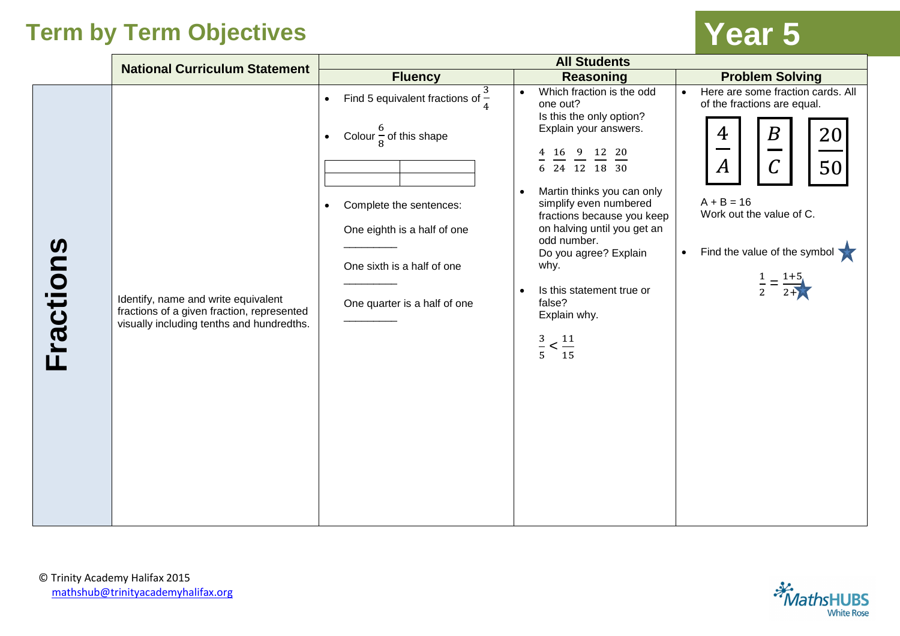# Term by Term Objectives

## Year 5

| | National Curriculum Statement | All Students | | |
|---|---|---|---|---|
| | | **Fluency** | **Reasoning** | **Problem Solving** |
| **Fractions** | Identify, name and write equivalent fractions of a given fraction, represented visually including tenths and hundredths. | • Find 5 equivalent fractions of $\frac{3}{4}$<br><br>• Colour $\frac{6}{8}$ of this shape<br><br>• Complete the sentences:<br>One eighth is a half of one ________<br>One sixth is a half of one ________<br>One quarter is a half of one ________ | • Which fraction is the odd one out?<br>Is this the only option?<br>Explain your answers.<br>$\frac{4}{6}$ $\frac{16}{24}$ $\frac{9}{12}$ $\frac{12}{18}$ $\frac{20}{30}$<br><br>• Martin thinks you can only simplify even numbered fractions because you keep on halving until you get an odd number.<br>Do you agree? Explain why.<br><br>• Is this statement true or false?<br>Explain why.<br>$\frac{3}{5} < \frac{11}{15}$ | • Here are some fraction cards. All of the fractions are equal.<br>$\frac{4}{A}$ $\frac{B}{C}$ $\frac{20}{50}$<br>A + B = 16<br>Work out the value of C.<br><br>• Find the value of the symbol ★<br>$\frac{1}{2} = \frac{1+5}{2+★}$ |

© Trinity Academy Halifax 2015
mathshub@trinityacademyhalifax.org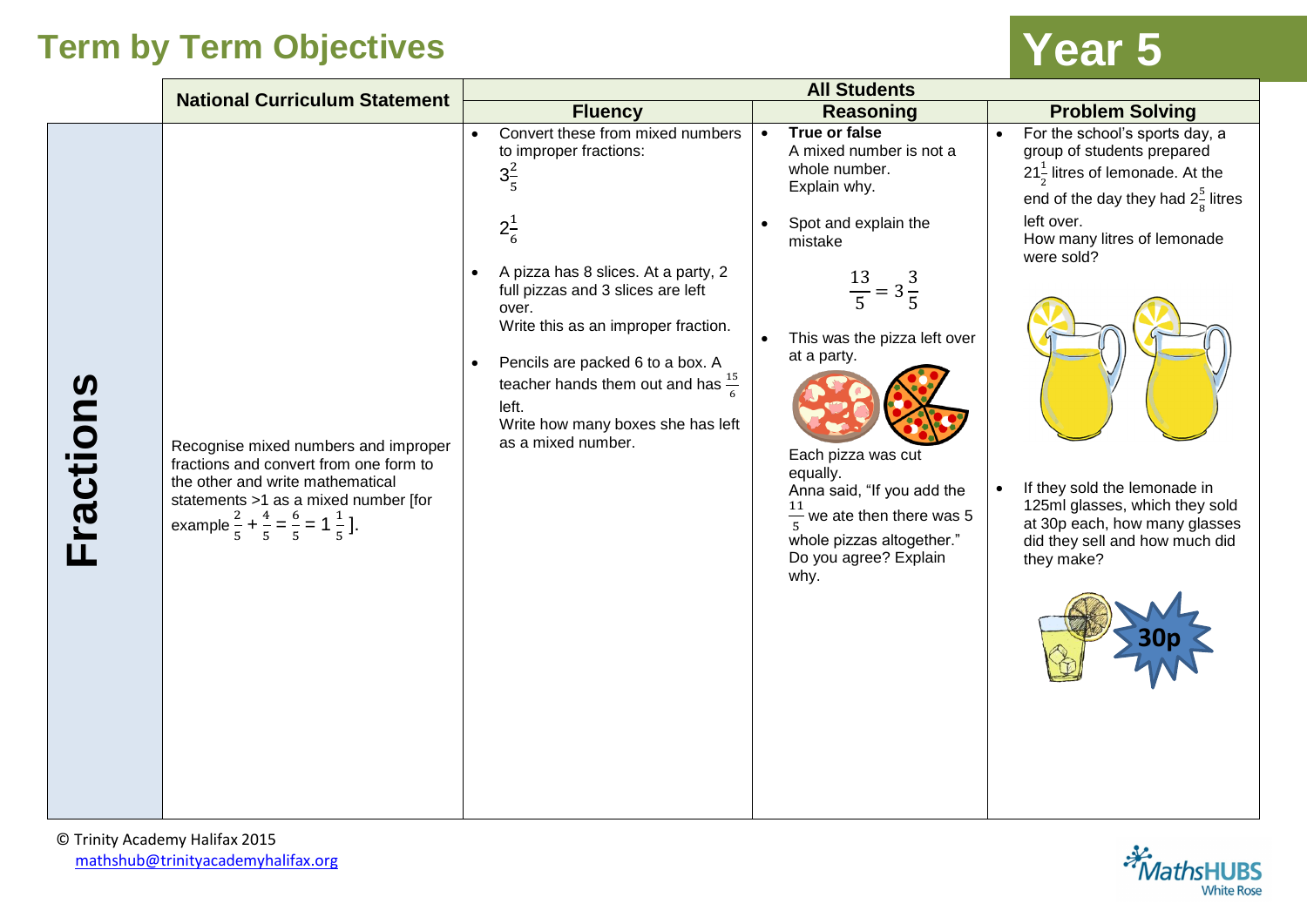# Term by Term Objectives

## Year 5

| | National Curriculum Statement | All Students | | |
|---|---|---|---|---|
| | | **Fluency** | **Reasoning** | **Problem Solving** |
| **Fractions** | Recognise mixed numbers and improper fractions and convert from one form to the other and write mathematical statements >1 as a mixed number [for example $\frac{2}{5} + \frac{4}{5} = \frac{6}{5} = 1\frac{1}{5}$]. | • Convert these from mixed numbers to improper fractions:<br>$3\frac{2}{5}$<br>$2\frac{1}{6}$<br><br>• A pizza has 8 slices. At a party, 2 full pizzas and 3 slices are left over.<br>Write this as an improper fraction.<br><br>• Pencils are packed 6 to a box. A teacher hands them out and has $\frac{15}{6}$ left.<br>Write how many boxes she has left as a mixed number. | • **True or false**<br>A mixed number is not a whole number.<br>Explain why.<br><br>• Spot and explain the mistake<br>$\frac{13}{5} = 3\frac{3}{5}$<br><br>• This was the pizza left over at a party.<br>Each pizza was cut equally.<br>Anna said, "If you add the $\frac{11}{5}$ we ate then there was 5 whole pizzas altogether."<br>Do you agree? Explain why. | • For the school's sports day, a group of students prepared $21\frac{1}{2}$ litres of lemonade. At the end of the day they had $2\frac{5}{8}$ litres left over.<br>How many litres of lemonade were sold?<br><br>• If they sold the lemonade in 125ml glasses, which they sold at 30p each, how many glasses did they sell and how much did they make?<br><br>30p |

© Trinity Academy Halifax 2015
mathshub@trinityacademyhalifax.org

MathsHUBS White Rose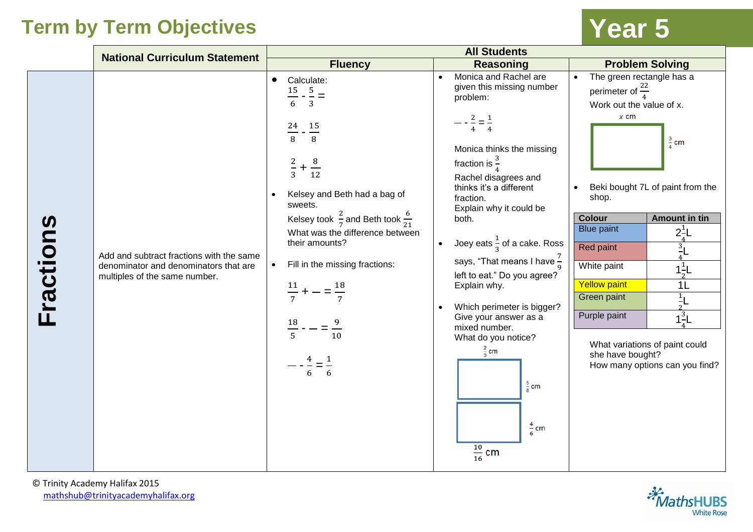# Term by Term Objectives

## Year 5

| | National Curriculum Statement | All Students: Fluency | All Students: Reasoning | All Students: Problem Solving |
|---|---|---|---|---|
| **Fractions** | Add and subtract fractions with the same denominator and denominators that are multiples of the same number. | • Calculate: $\frac{15}{6} - \frac{5}{3} =$ <br><br> $\frac{24}{8} - \frac{15}{8}$ <br><br> $\frac{2}{3} + \frac{8}{12}$ <br><br> • Kelsey and Beth had a bag of sweets. Kelsey took $\frac{2}{7}$ and Beth took $\frac{6}{21}$ What was the difference between their amounts? <br><br> • Fill in the missing fractions: <br><br> $\frac{11}{7} + \text{—} = \frac{18}{7}$ <br><br> $\frac{18}{5} - \text{—} = \frac{9}{10}$ <br><br> $\text{—} - \frac{4}{6} = \frac{1}{6}$ | • Monica and Rachel are given this missing number problem: <br><br> $\text{—} - \frac{2}{4} = \frac{1}{4}$ <br><br> Monica thinks the missing fraction is $\frac{3}{4}$ <br> Rachel disagrees and thinks it's a different fraction. <br> Explain why it could be both. <br><br> • Joey eats $\frac{1}{3}$ of a cake. Ross says, "That means I have $\frac{7}{9}$ left to eat." Do you agree? Explain why. <br><br> • Which perimeter is bigger? Give your answer as a mixed number. <br> What do you notice? <br> (Rectangle 1: $\frac{2}{3}$ cm by $\frac{5}{6}$ cm; Rectangle 2: $\frac{10}{16}$ cm by $\frac{4}{6}$ cm) | • The green rectangle has a perimeter of $\frac{22}{4}$ <br> Work out the value of x. <br> (Rectangle: $x$ cm by $\frac{3}{4}$ cm) <br><br> • Beki bought 7L of paint from the shop. <br><br> Colour – Amount in tin: <br> Blue paint – $2\frac{1}{4}$L <br> Red paint – $\frac{3}{4}$L <br> White paint – $1\frac{1}{2}$L <br> Yellow paint – 1L <br> Green paint – $\frac{1}{2}$L <br> Purple paint – $1\frac{3}{4}$L <br><br> What variations of paint could she have bought? <br> How many options can you find? |

© Trinity Academy Halifax 2015
mathshub@trinityacademyhalifax.org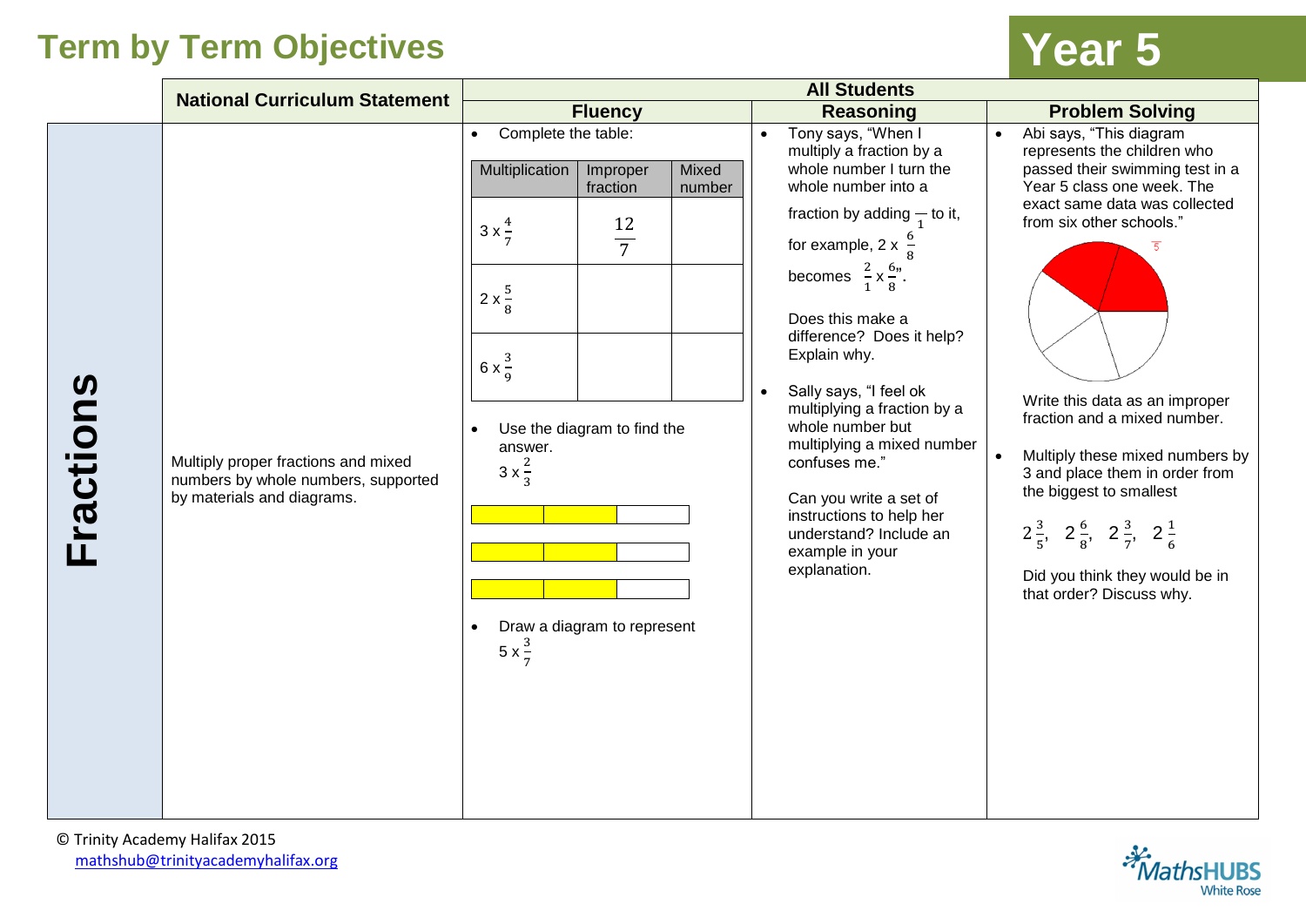# Term by Term Objectives

## Year 5

| | National Curriculum Statement | All Students | | |
|---|---|---|---|---|
| | | **Fluency** | **Reasoning** | **Problem Solving** |
| **Fractions** | Multiply proper fractions and mixed numbers by whole numbers, supported by materials and diagrams. | • Complete the table: (see table below) <br><br> • Use the diagram to find the answer. $3 \times \frac{2}{3}$ <br><br> • Draw a diagram to represent $5 \times \frac{3}{7}$ | • Tony says, "When I multiply a fraction by a whole number I turn the whole number into a fraction by adding $\frac{}{1}$ to it, for example, $2 \times \frac{6}{8}$ becomes $\frac{2}{1} \times \frac{6}{8}$". <br><br> Does this make a difference? Does it help? Explain why. <br><br> • Sally says, "I feel ok multiplying a fraction by a whole number but multiplying a mixed number confuses me." <br><br> Can you write a set of instructions to help her understand? Include an example in your explanation. | • Abi says, "This diagram represents the children who passed their swimming test in a Year 5 class one week. The exact same data was collected from six other schools." <br><br> Write this data as an improper fraction and a mixed number. <br><br> • Multiply these mixed numbers by 3 and place them in order from the biggest to smallest <br><br> $2\frac{3}{5}$, $2\frac{6}{8}$, $2\frac{3}{7}$, $2\frac{1}{6}$ <br><br> Did you think they would be in that order? Discuss why. |

Complete the table:

| Multiplication | Improper fraction | Mixed number |
|---|---|---|
| $3 \times \frac{4}{7}$ | $\frac{12}{7}$ | |
| $2 \times \frac{5}{8}$ | | |
| $6 \times \frac{3}{9}$ | | |

© Trinity Academy Halifax 2015
mathshub@trinityacademyhalifax.org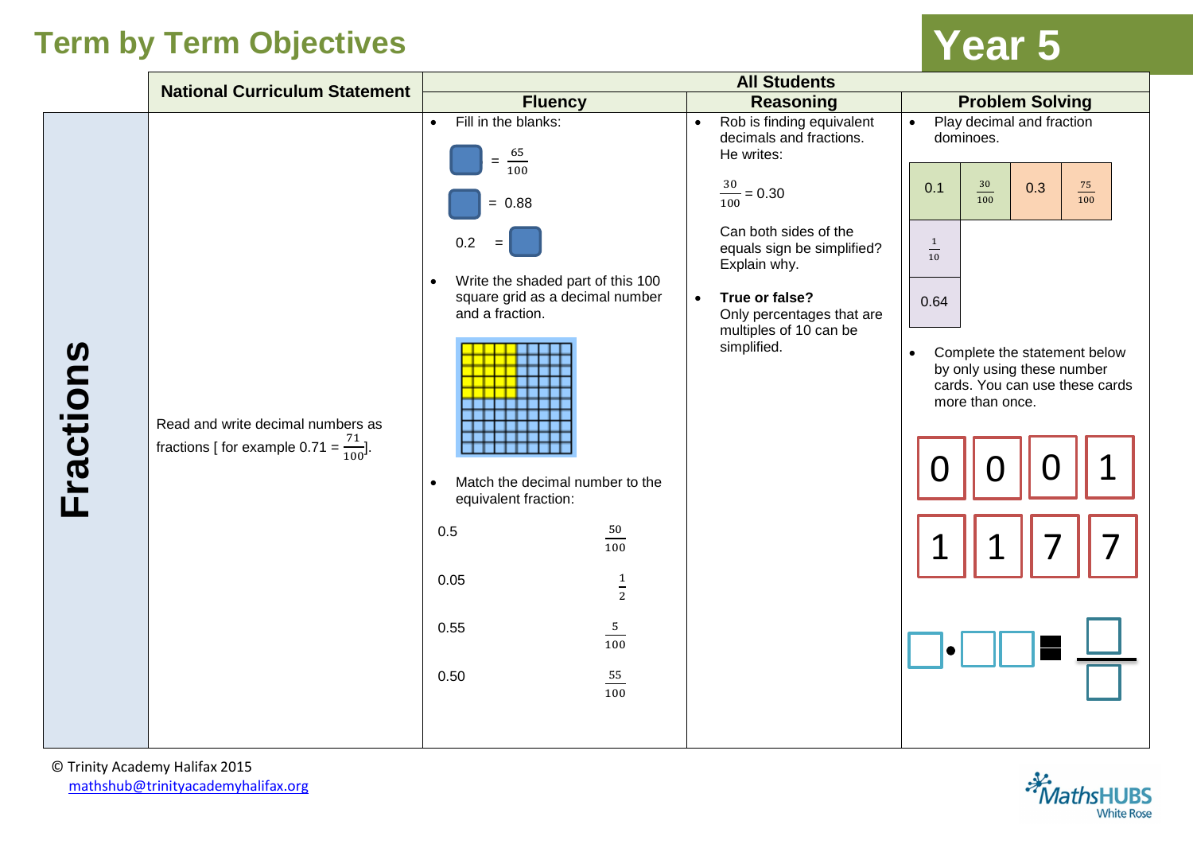# Term by Term Objectives

## Year 5

| | National Curriculum Statement | All Students: Fluency | All Students: Reasoning | All Students: Problem Solving |
|---|---|---|---|---|
| **Fractions** | Read and write decimal numbers as fractions [ for example $0.71 = \frac{71}{100}$]. | • Fill in the blanks:<br>$\square = \frac{65}{100}$<br>$\square = 0.88$<br>$0.2 = \square$<br><br>• Write the shaded part of this 100 square grid as a decimal number and a fraction.<br><br>• Match the decimal number to the equivalent fraction:<br>0.5 — $\frac{50}{100}$<br>0.05 — $\frac{1}{2}$<br>0.55 — $\frac{5}{100}$<br>0.50 — $\frac{55}{100}$ | • Rob is finding equivalent decimals and fractions. He writes:<br>$\frac{30}{100} = 0.30$<br>Can both sides of the equals sign be simplified? Explain why.<br><br>• **True or false?** Only percentages that are multiples of 10 can be simplified. | • Play decimal and fraction dominoes.<br>0.1 \| $\frac{30}{100}$ \| 0.3 \| $\frac{75}{100}$<br>$\frac{1}{10}$<br>0.64<br><br>• Complete the statement below by only using these number cards. You can use these cards more than once.<br>0 0 0 1<br>1 1 7 7<br>$\square . \square\square = \frac{\square}{\square}$ |

© Trinity Academy Halifax 2015
mathshub@trinityacademyhalifax.org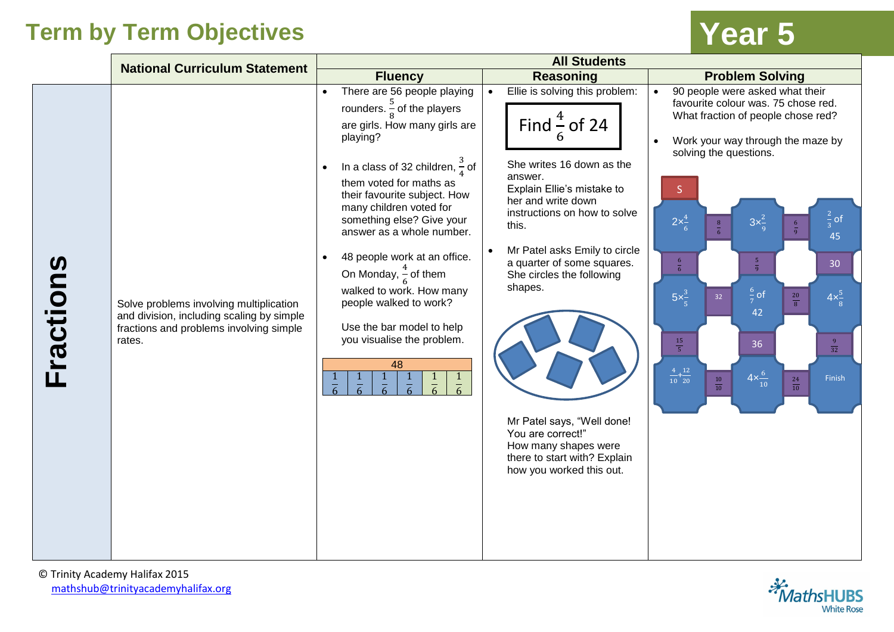# Term by Term Objectives

# Year 5

| | National Curriculum Statement | All Students | | |
|---|---|---|---|---|
| | | **Fluency** | **Reasoning** | **Problem Solving** |
| **Fractions** | Solve problems involving multiplication and division, including scaling by simple fractions and problems involving simple rates. | • There are 56 people playing rounders. $\frac{5}{8}$ of the players are girls. How many girls are playing?<br><br>• In a class of 32 children, $\frac{3}{4}$ of them voted for maths as their favourite subject. How many children voted for something else? Give your answer as a whole number.<br><br>• 48 people work at an office. On Monday, $\frac{4}{6}$ of them walked to work. How many people walked to work?<br><br>Use the bar model to help you visualise the problem.<br><br>48: $\frac{1}{6}$ $\frac{1}{6}$ $\frac{1}{6}$ $\frac{1}{6}$ $\frac{1}{6}$ $\frac{1}{6}$ | • Ellie is solving this problem:<br><br>Find $\frac{4}{6}$ of 24<br><br>She writes 16 down as the answer.<br>Explain Ellie's mistake to her and write down instructions on how to solve this.<br><br>• Mr Patel asks Emily to circle a quarter of some squares. She circles the following shapes.<br><br>Mr Patel says, "Well done! You are correct!"<br>How many shapes were there to start with? Explain how you worked this out. | • 90 people were asked what their favourite colour was. 75 chose red. What fraction of people chose red?<br><br>• Work your way through the maze by solving the questions.<br><br>S; $2\times\frac{4}{6}$; $\frac{8}{6}$; $3\times\frac{2}{9}$; $\frac{6}{9}$; $\frac{2}{3}$ of 45; $\frac{6}{6}$; $\frac{5}{9}$; 30; $5\times\frac{3}{5}$; 32; $\frac{6}{7}$ of 42; $\frac{20}{8}$; $4\times\frac{5}{8}$; $\frac{15}{5}$; 36; $\frac{9}{32}$; $\frac{4}{10}+\frac{12}{20}$; $\frac{10}{10}$; $4\times\frac{6}{10}$; $\frac{24}{10}$; Finish |

© Trinity Academy Halifax 2015
mathshub@trinityacademyhalifax.org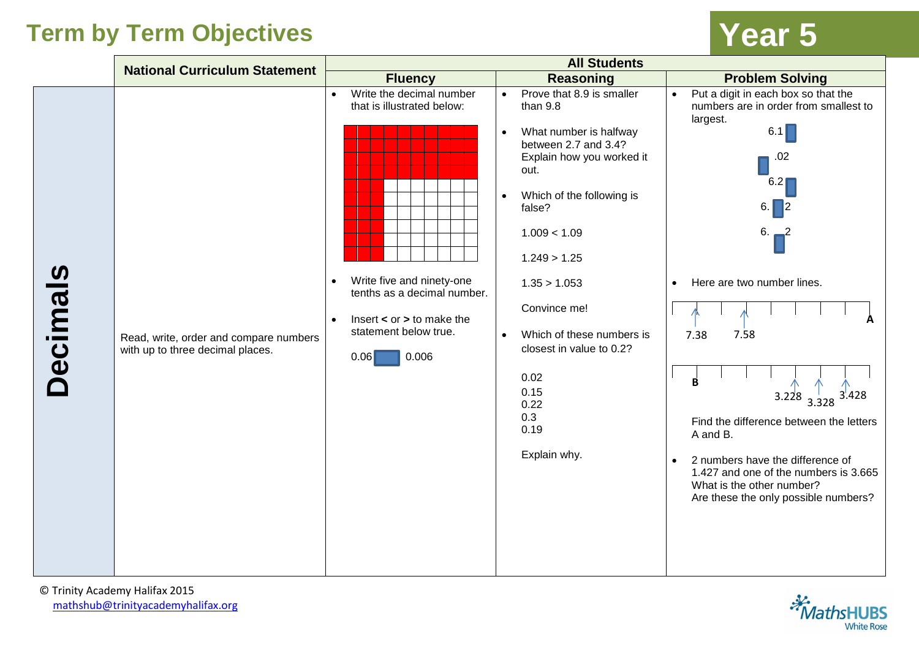# Term by Term Objectives

# Year 5

| | National Curriculum Statement | All Students | | |
|---|---|---|---|---|
| | | **Fluency** | **Reasoning** | **Problem Solving** |
| **Decimals** | Read, write, order and compare numbers with up to three decimal places. | • Write the decimal number that is illustrated below:<br><br>• Write five and ninety-one tenths as a decimal number.<br><br>• Insert **<** or **>** to make the statement below true.<br><br>0.06 ☐ 0.006 | • Prove that 8.9 is smaller than 9.8<br><br>• What number is halfway between 2.7 and 3.4? Explain how you worked it out.<br><br>• Which of the following is false?<br><br>1.009 < 1.09<br><br>1.249 > 1.25<br><br>1.35 > 1.053<br><br>Convince me!<br><br>• Which of these numbers is closest in value to 0.2?<br><br>0.02<br>0.15<br>0.22<br>0.3<br>0.19<br><br>Explain why. | • Put a digit in each box so that the numbers are in order from smallest to largest.<br>6.1☐<br>☐.02<br>6.2☐<br>6.☐2<br>6.☐2<br><br>• Here are two number lines.<br>7.38, 7.58, A<br>B, 3.228, 3.328, 3.428<br><br>Find the difference between the letters A and B.<br><br>• 2 numbers have the difference of 1.427 and one of the numbers is 3.665 What is the other number?<br>Are these the only possible numbers? |

© Trinity Academy Halifax 2015
mathshub@trinityacademyhalifax.org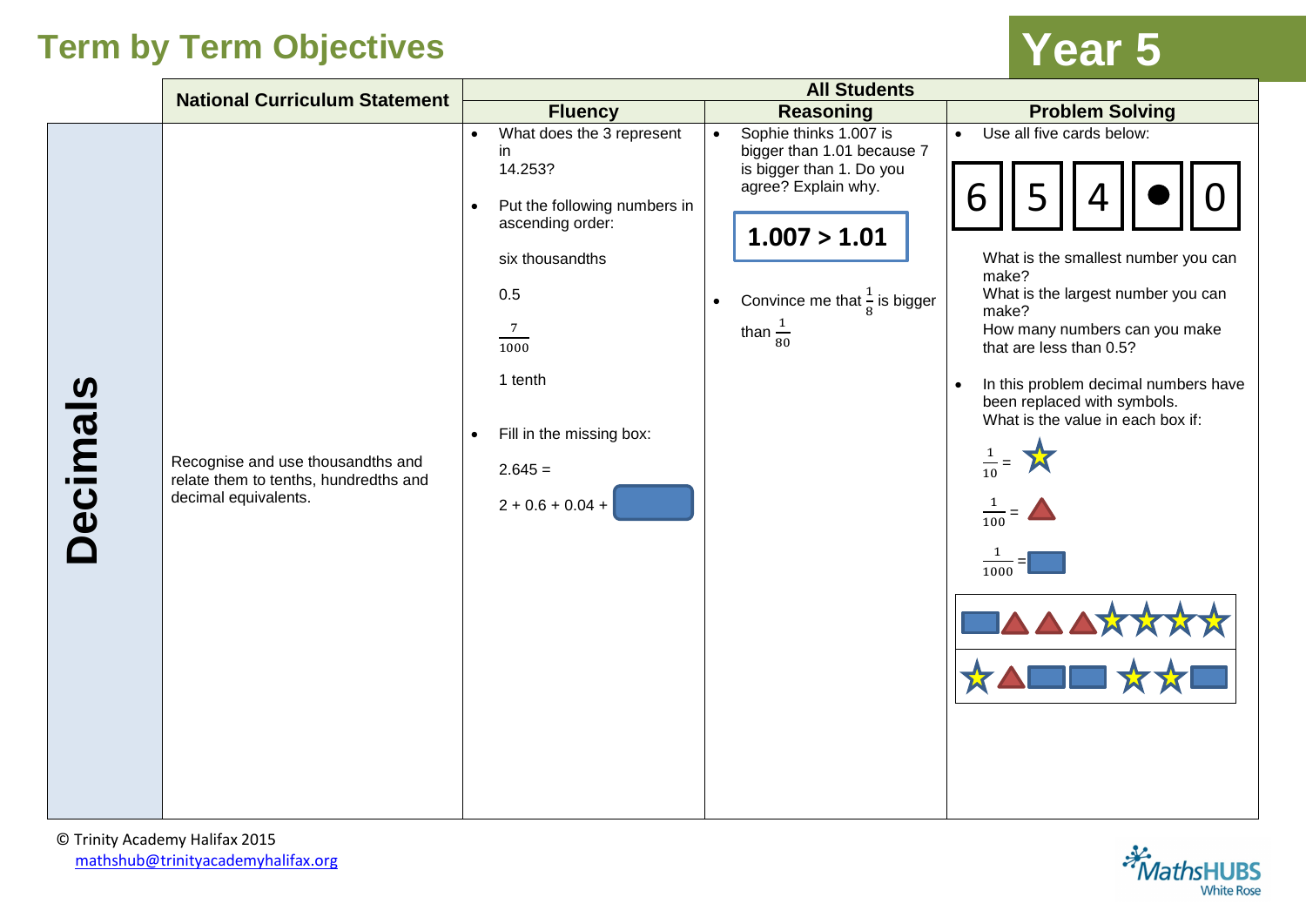# Term by Term Objectives

## Year 5

| | National Curriculum Statement | All Students | | |
|---|---|---|---|---|
| | | **Fluency** | **Reasoning** | **Problem Solving** |
| **Decimals** | Recognise and use thousandths and relate them to tenths, hundredths and decimal equivalents. | • What does the 3 represent in 14.253?<br><br>• Put the following numbers in ascending order:<br><br>six thousandths<br><br>0.5<br><br>$\frac{7}{1000}$<br><br>1 tenth<br><br>• Fill in the missing box:<br><br>2.645 =<br><br>2 + 0.6 + 0.04 + [box] | • Sophie thinks 1.007 is bigger than 1.01 because 7 is bigger than 1. Do you agree? Explain why.<br><br>**1.007 > 1.01**<br><br>• Convince me that $\frac{1}{8}$ is bigger than $\frac{1}{80}$ | • Use all five cards below:<br><br>6 &#124; 5 &#124; 4 &#124; ● &#124; 0<br><br>What is the smallest number you can make?<br>What is the largest number you can make?<br>How many numbers can you make that are less than 0.5?<br><br>• In this problem decimal numbers have been replaced with symbols.<br>What is the value in each box if:<br><br>$\frac{1}{10}$ = ★<br><br>$\frac{1}{100}$ = ▲<br><br>$\frac{1}{1000}$ = ■<br><br>■ ▲ ▲ ▲ ★ ★ ★ ★<br><br>★ ▲ ■ ■ ★ ★ ■ |

© Trinity Academy Halifax 2015
mathshub@trinityacademyhalifax.org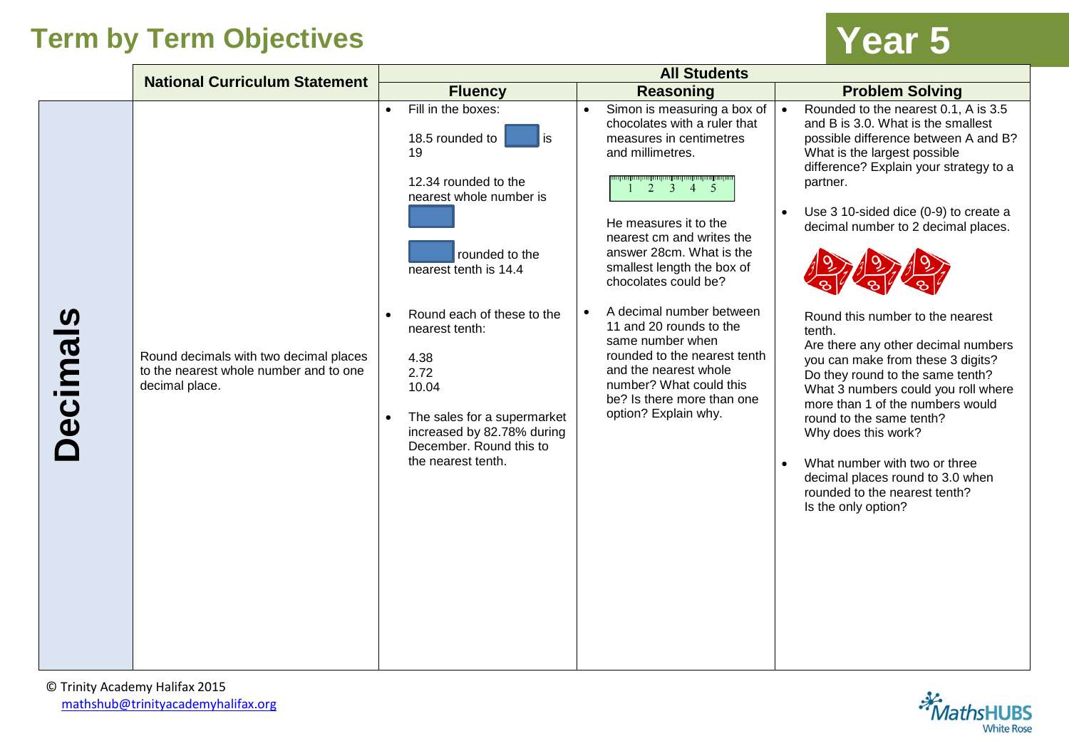# Term by Term Objectives

## Year 5

| | National Curriculum Statement | All Students | | |
|---|---|---|---|---|
| | | **Fluency** | **Reasoning** | **Problem Solving** |
| **Decimals** | Round decimals with two decimal places to the nearest whole number and to one decimal place. | • Fill in the boxes:<br><br>18.5 rounded to ☐ is 19<br><br>12.34 rounded to the nearest whole number is ☐<br><br>☐ rounded to the nearest tenth is 14.4<br><br>• Round each of these to the nearest tenth:<br><br>4.38<br>2.72<br>10.04<br><br>• The sales for a supermarket increased by 82.78% during December. Round this to the nearest tenth. | • Simon is measuring a box of chocolates with a ruler that measures in centimetres and millimetres.<br><br>He measures it to the nearest cm and writes the answer 28cm. What is the smallest length the box of chocolates could be?<br><br>• A decimal number between 11 and 20 rounds to the same number when rounded to the nearest tenth and the nearest whole number? What could this be? Is there more than one option? Explain why. | • Rounded to the nearest 0.1, A is 3.5 and B is 3.0. What is the smallest possible difference between A and B? What is the largest possible difference? Explain your strategy to a partner.<br><br>• Use 3 10-sided dice (0-9) to create a decimal number to 2 decimal places.<br><br>Round this number to the nearest tenth.<br>Are there any other decimal numbers you can make from these 3 digits?<br>Do they round to the same tenth?<br>What 3 numbers could you roll where more than 1 of the numbers would round to the same tenth?<br>Why does this work?<br><br>• What number with two or three decimal places round to 3.0 when rounded to the nearest tenth?<br>Is the only option? |

© Trinity Academy Halifax 2015
mathshub@trinityacademyhalifax.org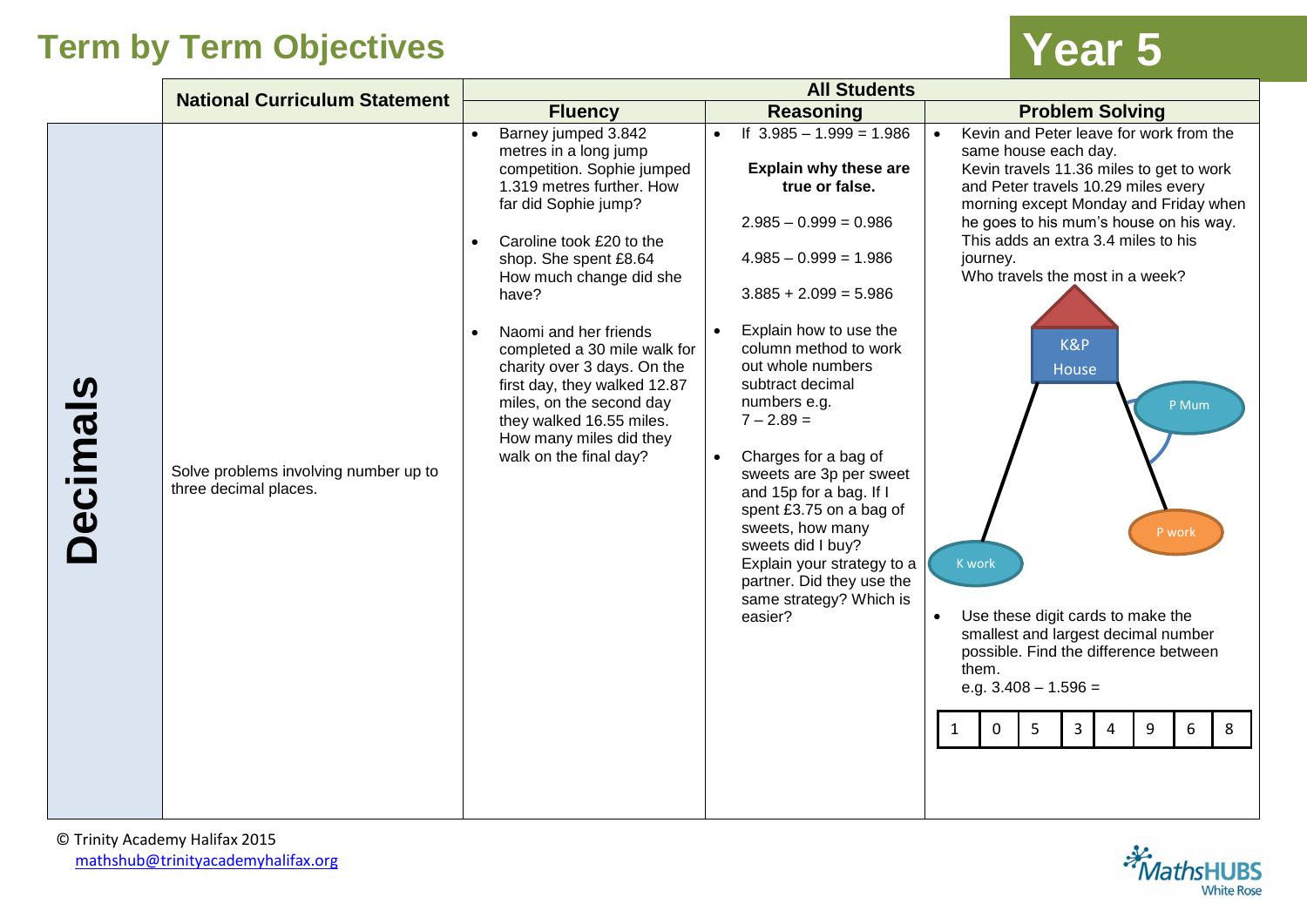# Term by Term Objectives

## Year 5

| | National Curriculum Statement | All Students | | |
|---|---|---|---|---|
| | | **Fluency** | **Reasoning** | **Problem Solving** |
| **Decimals** | Solve problems involving number up to three decimal places. | • Barney jumped 3.842 metres in a long jump competition. Sophie jumped 1.319 metres further. How far did Sophie jump?<br><br>• Caroline took £20 to the shop. She spent £8.64 How much change did she have?<br><br>• Naomi and her friends completed a 30 mile walk for charity over 3 days. On the first day, they walked 12.87 miles, on the second day they walked 16.55 miles. How many miles did they walk on the final day? | • If 3.985 – 1.999 = 1.986<br><br>**Explain why these are true or false.**<br><br>2.985 – 0.999 = 0.986<br><br>4.985 – 0.999 = 1.986<br><br>3.885 + 2.099 = 5.986<br><br>• Explain how to use the column method to work out whole numbers subtract decimal numbers e.g. 7 – 2.89 =<br><br>• Charges for a bag of sweets are 3p per sweet and 15p for a bag. If I spent £3.75 on a bag of sweets, how many sweets did I buy? Explain your strategy to a partner. Did they use the same strategy? Which is easier? | • Kevin and Peter leave for work from the same house each day. Kevin travels 11.36 miles to get to work and Peter travels 10.29 miles every morning except Monday and Friday when he goes to his mum's house on his way. This adds an extra 3.4 miles to his journey. Who travels the most in a week?<br><br>K&P House, P Mum, P work, K work<br><br>• Use these digit cards to make the smallest and largest decimal number possible. Find the difference between them. e.g. 3.408 – 1.596 =<br><br>1 0 5 3 4 9 6 8 |

© Trinity Academy Halifax 2015
mathshub@trinityacademyhalifax.org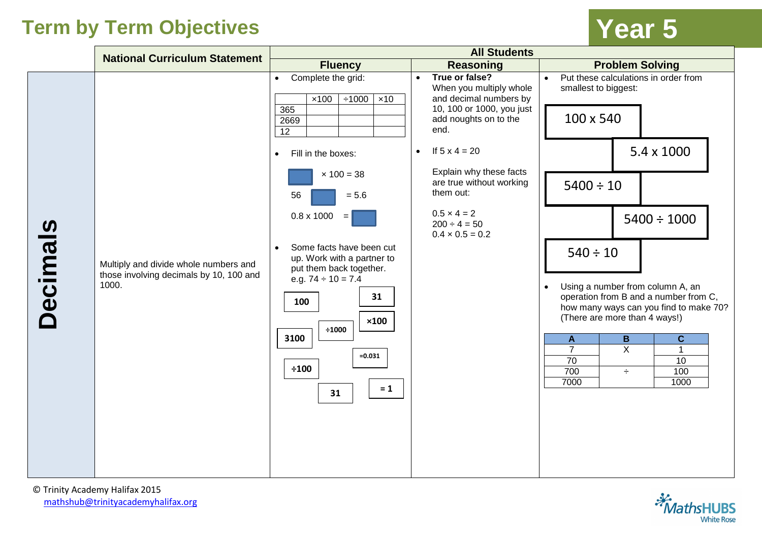# Term by Term Objectives

# Year 5

## Decimals

**National Curriculum Statement**

Multiply and divide whole numbers and those involving decimals by 10, 100 and 1000.

**All Students**

### Fluency

- Complete the grid:

| | ×100 | ÷1000 | ×10 |
|---|---|---|---|
| 365 | | | |
| 2669 | | | |
| 12 | | | |

- Fill in the boxes:

  ☐ × 100 = 38

  56 ☐ = 5.6

  0.8 x 1000 = ☐

- Some facts have been cut up. Work with a partner to put them back together.
  e.g. 74 ÷ 10 = 7.4

  **100** | **31** | **×100** | **÷1000** | **3100** | **=0.031** | **÷100** | **31** | **= 1**

### Reasoning

- **True or false?**
  When you multiply whole and decimal numbers by 10, 100 or 1000, you just add noughts on to the end.

- If 5 x 4 = 20

  Explain why these facts are true without working them out:

  0.5 × 4 = 2
  200 ÷ 4 = 50
  0.4 × 0.5 = 0.2

### Problem Solving

- Put these calculations in order from smallest to biggest:

  100 x 540

  5.4 x 1000

  5400 ÷ 10

  5400 ÷ 1000

  540 ÷ 10

- Using a number from column A, an operation from B and a number from C, how many ways can you find to make 70? (There are more than 4 ways!)

| A | B | C |
|---|---|---|
| 7 | X | 1 |
| 70 | | 10 |
| 700 | ÷ | 100 |
| 7000 | | 1000 |

© Trinity Academy Halifax 2015
mathshub@trinityacademyhalifax.org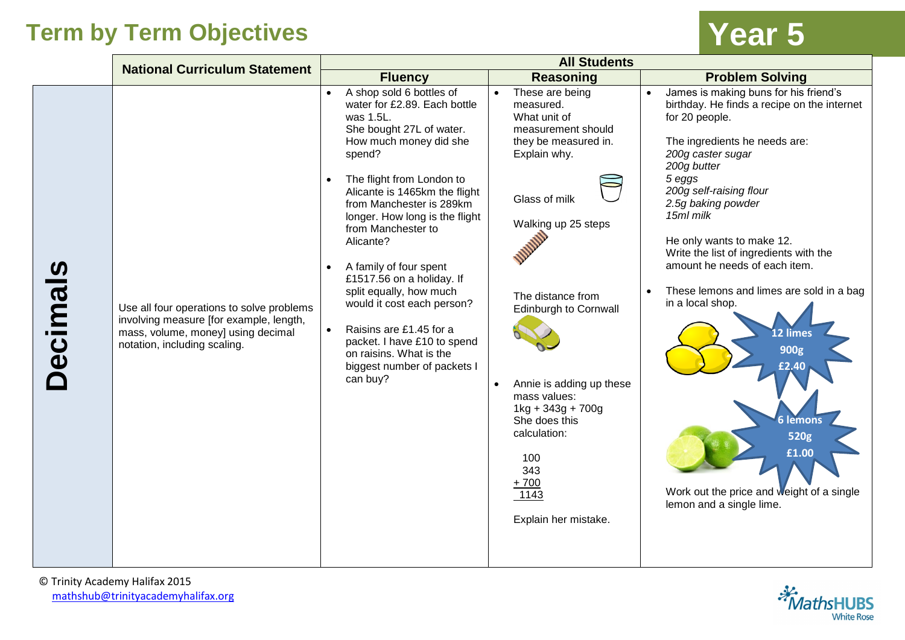# Term by Term Objectives

## Year 5

| | National Curriculum Statement | All Students | | |
|---|---|---|---|---|
| | | **Fluency** | **Reasoning** | **Problem Solving** |
| **Decimals** | Use all four operations to solve problems involving measure [for example, length, mass, volume, money] using decimal notation, including scaling. | • A shop sold 6 bottles of water for £2.89. Each bottle was 1.5L. She bought 27L of water. How much money did she spend?<br><br>• The flight from London to Alicante is 1465km the flight from Manchester is 289km longer. How long is the flight from Manchester to Alicante?<br><br>• A family of four spent £1517.56 on a holiday. If split equally, how much would it cost each person?<br><br>• Raisins are £1.45 for a packet. I have £10 to spend on raisins. What is the biggest number of packets I can buy? | • These are being measured. What unit of measurement should they be measured in. Explain why.<br><br>Glass of milk<br><br>Walking up 25 steps<br><br>The distance from Edinburgh to Cornwall<br><br>• Annie is adding up these mass values: 1kg + 343g + 700g She does this calculation:<br><br>100<br>343<br>+ 700<br>1143<br><br>Explain her mistake. | • James is making buns for his friend's birthday. He finds a recipe on the internet for 20 people.<br><br>The ingredients he needs are:<br>*200g caster sugar*<br>*200g butter*<br>*5 eggs*<br>*200g self-raising flour*<br>*2.5g baking powder*<br>*15ml milk*<br><br>He only wants to make 12. Write the list of ingredients with the amount he needs of each item.<br><br>• These lemons and limes are sold in a bag in a local shop.<br><br>12 limes<br>900g<br>£2.40<br><br>6 lemons<br>520g<br>£1.00<br><br>Work out the price and weight of a single lemon and a single lime. |

© Trinity Academy Halifax 2015
mathshub@trinityacademyhalifax.org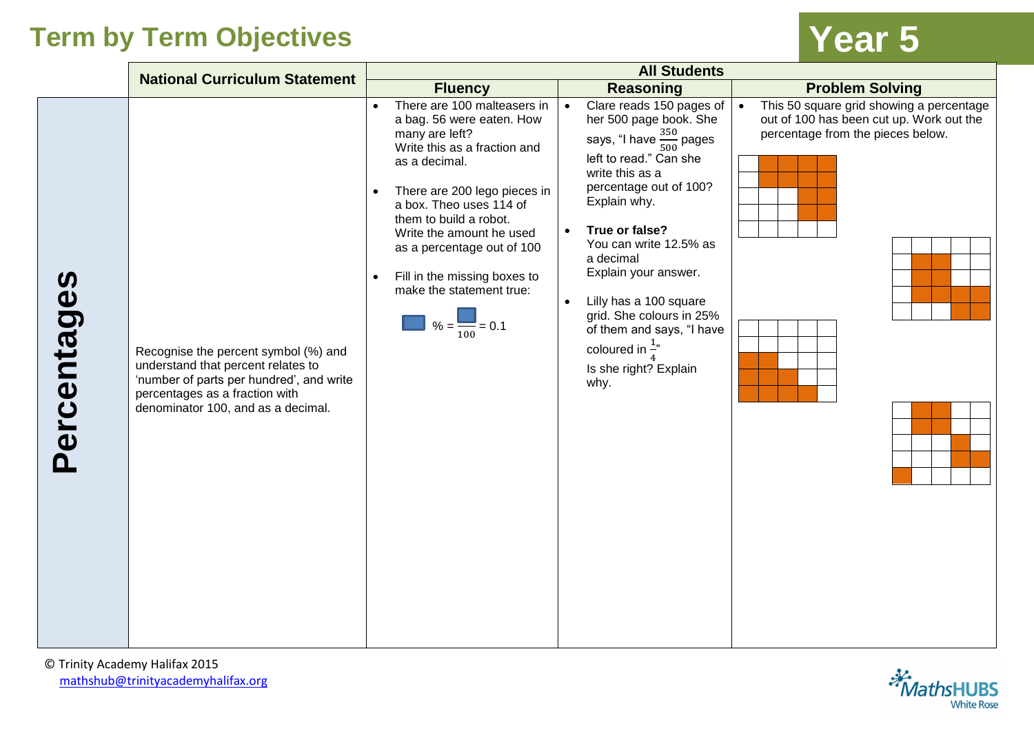# Term by Term Objectives

## Year 5

| | National Curriculum Statement | All Students: Fluency | All Students: Reasoning | All Students: Problem Solving |
|---|---|---|---|---|
| **Percentages** | Recognise the percent symbol (%) and understand that percent relates to 'number of parts per hundred', and write percentages as a fraction with denominator 100, and as a decimal. | • There are 100 malteasers in a bag. 56 were eaten. How many are left? Write this as a fraction and as a decimal.<br><br>• There are 200 lego pieces in a box. Theo uses 114 of them to build a robot. Write the amount he used as a percentage out of 100<br><br>• Fill in the missing boxes to make the statement true:<br>$\square$ % = $\frac{\square}{100}$ = 0.1 | • Clare reads 150 pages of her 500 page book. She says, "I have $\frac{350}{500}$ pages left to read." Can she write this as a percentage out of 100? Explain why.<br><br>• **True or false?** You can write 12.5% as a decimal Explain your answer.<br><br>• Lilly has a 100 square grid. She colours in 25% of them and says, "I have coloured in $\frac{1}{4}$" Is she right? Explain why. | • This 50 square grid showing a percentage out of 100 has been cut up. Work out the percentage from the pieces below. |

© Trinity Academy Halifax 2015
mathshub@trinityacademyhalifax.org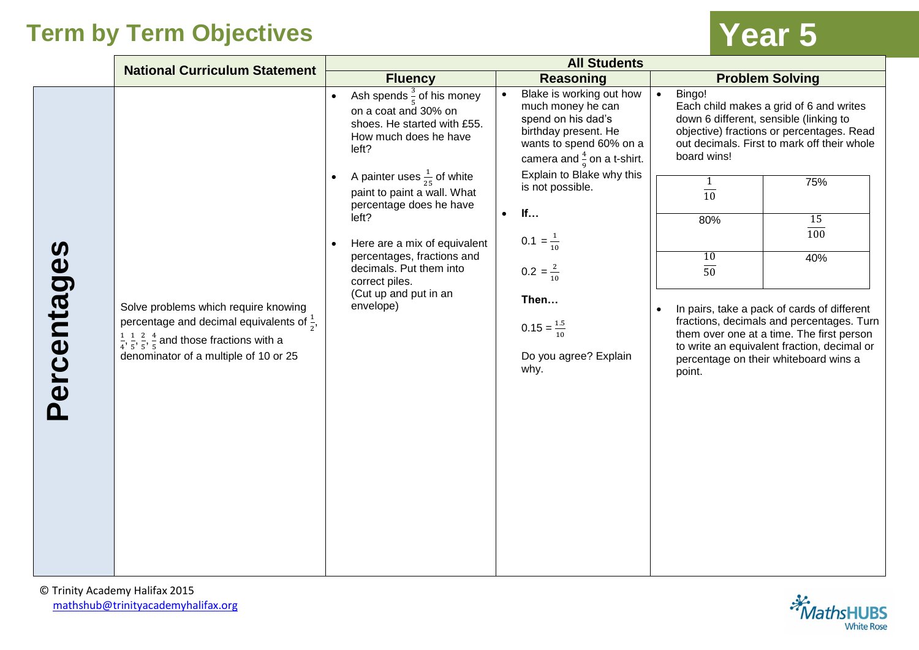# Term by Term Objectives

## Year 5

| | National Curriculum Statement | All Students | | |
|---|---|---|---|---|
| | | **Fluency** | **Reasoning** | **Problem Solving** |
| **Percentages** | Solve problems which require knowing percentage and decimal equivalents of $\frac{1}{2}$, $\frac{1}{4}$, $\frac{1}{5}$, $\frac{2}{5}$, $\frac{4}{5}$ and those fractions with a denominator of a multiple of 10 or 25 | • Ash spends $\frac{3}{5}$ of his money on a coat and 30% on shoes. He started with £55. How much does he have left?<br><br>• A painter uses $\frac{1}{25}$ of white paint to paint a wall. What percentage does he have left?<br><br>• Here are a mix of equivalent percentages, fractions and decimals. Put them into correct piles. (Cut up and put in an envelope) | • Blake is working out how much money he can spend on his dad's birthday present. He wants to spend 60% on a camera and $\frac{4}{9}$ on a t-shirt. Explain to Blake why this is not possible.<br><br>• **If…**<br><br>$0.1 = \frac{1}{10}$<br><br>$0.2 = \frac{2}{10}$<br><br>**Then…**<br><br>$0.15 = \frac{1.5}{10}$<br><br>Do you agree? Explain why. | • Bingo!<br>Each child makes a grid of 6 and writes down 6 different, sensible (linking to objective) fractions or percentages. Read out decimals. First to mark off their whole board wins!<br><br>$\frac{1}{10}$ \| 75%<br>80% \| $\frac{15}{100}$<br>$\frac{10}{50}$ \| 40%<br><br>• In pairs, take a pack of cards of different fractions, decimals and percentages. Turn them over one at a time. The first person to write an equivalent fraction, decimal or percentage on their whiteboard wins a point. |

© Trinity Academy Halifax 2015
mathshub@trinityacademyhalifax.org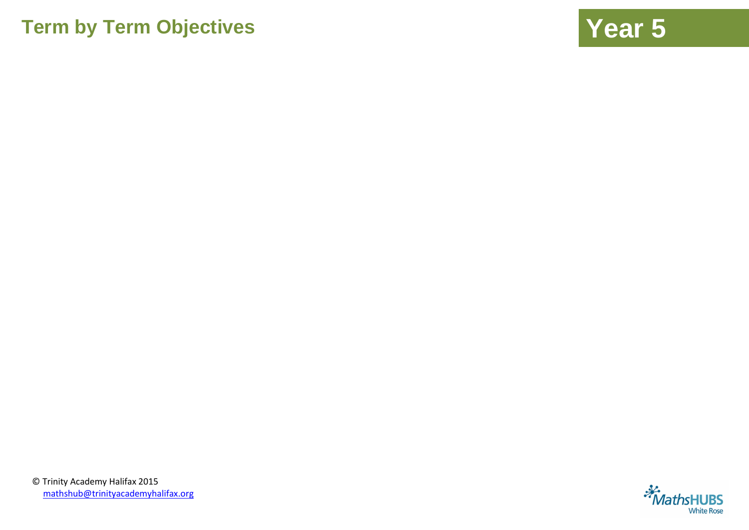# Term by Term Objectives

## Year 5

© Trinity Academy Halifax 2015
mathshub@trinityacademyhalifax.org